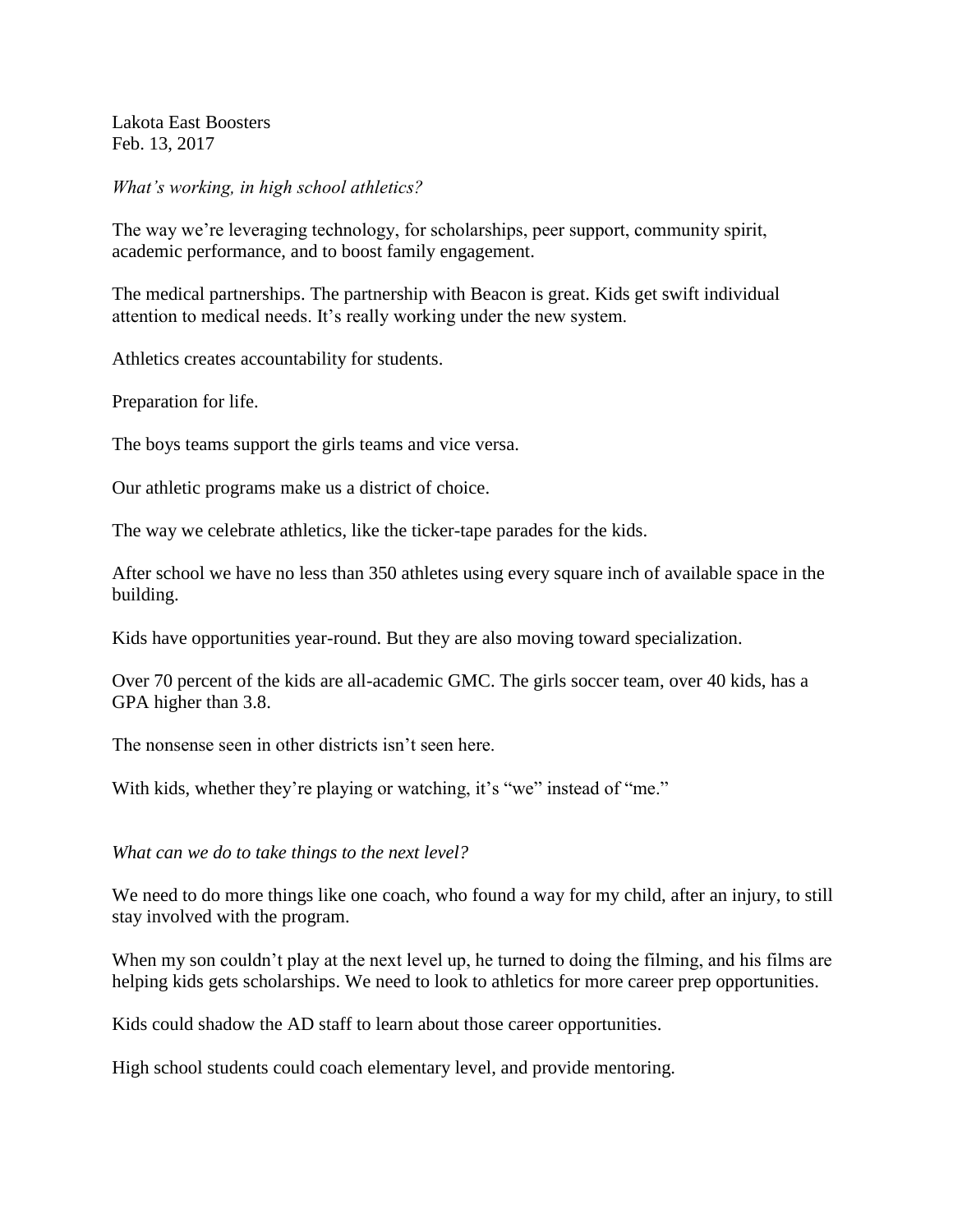Lakota East Boosters
Feb. 13, 2017

*What's working, in high school athletics?*

The way we're leveraging technology, for scholarships, peer support, community spirit, academic performance, and to boost family engagement.

The medical partnerships. The partnership with Beacon is great. Kids get swift individual attention to medical needs. It's really working under the new system.

Athletics creates accountability for students.

Preparation for life.

The boys teams support the girls teams and vice versa.

Our athletic programs make us a district of choice.

The way we celebrate athletics, like the ticker-tape parades for the kids.

After school we have no less than 350 athletes using every square inch of available space in the building.

Kids have opportunities year-round. But they are also moving toward specialization.

Over 70 percent of the kids are all-academic GMC. The girls soccer team, over 40 kids, has a GPA higher than 3.8.

The nonsense seen in other districts isn't seen here.

With kids, whether they're playing or watching, it's "we" instead of "me."

*What can we do to take things to the next level?*

We need to do more things like one coach, who found a way for my child, after an injury, to still stay involved with the program.

When my son couldn't play at the next level up, he turned to doing the filming, and his films are helping kids gets scholarships. We need to look to athletics for more career prep opportunities.

Kids could shadow the AD staff to learn about those career opportunities.

High school students could coach elementary level, and provide mentoring.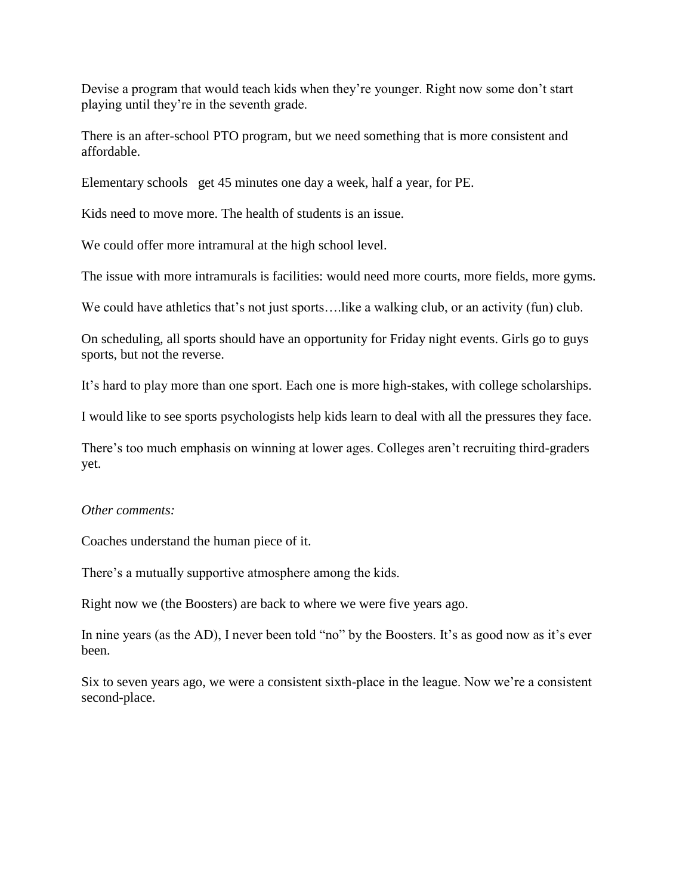Devise a program that would teach kids when they're younger. Right now some don't start playing until they're in the seventh grade.

There is an after-school PTO program, but we need something that is more consistent and affordable.

Elementary schools get 45 minutes one day a week, half a year, for PE.

Kids need to move more. The health of students is an issue.

We could offer more intramural at the high school level.

The issue with more intramurals is facilities: would need more courts, more fields, more gyms.

We could have athletics that's not just sports….like a walking club, or an activity (fun) club.

On scheduling, all sports should have an opportunity for Friday night events. Girls go to guys sports, but not the reverse.

It's hard to play more than one sport. Each one is more high-stakes, with college scholarships.

I would like to see sports psychologists help kids learn to deal with all the pressures they face.

There's too much emphasis on winning at lower ages. Colleges aren't recruiting third-graders yet.

*Other comments:*

Coaches understand the human piece of it.

There's a mutually supportive atmosphere among the kids.

Right now we (the Boosters) are back to where we were five years ago.

In nine years (as the AD), I never been told "no" by the Boosters. It's as good now as it's ever been.

Six to seven years ago, we were a consistent sixth-place in the league. Now we're a consistent second-place.